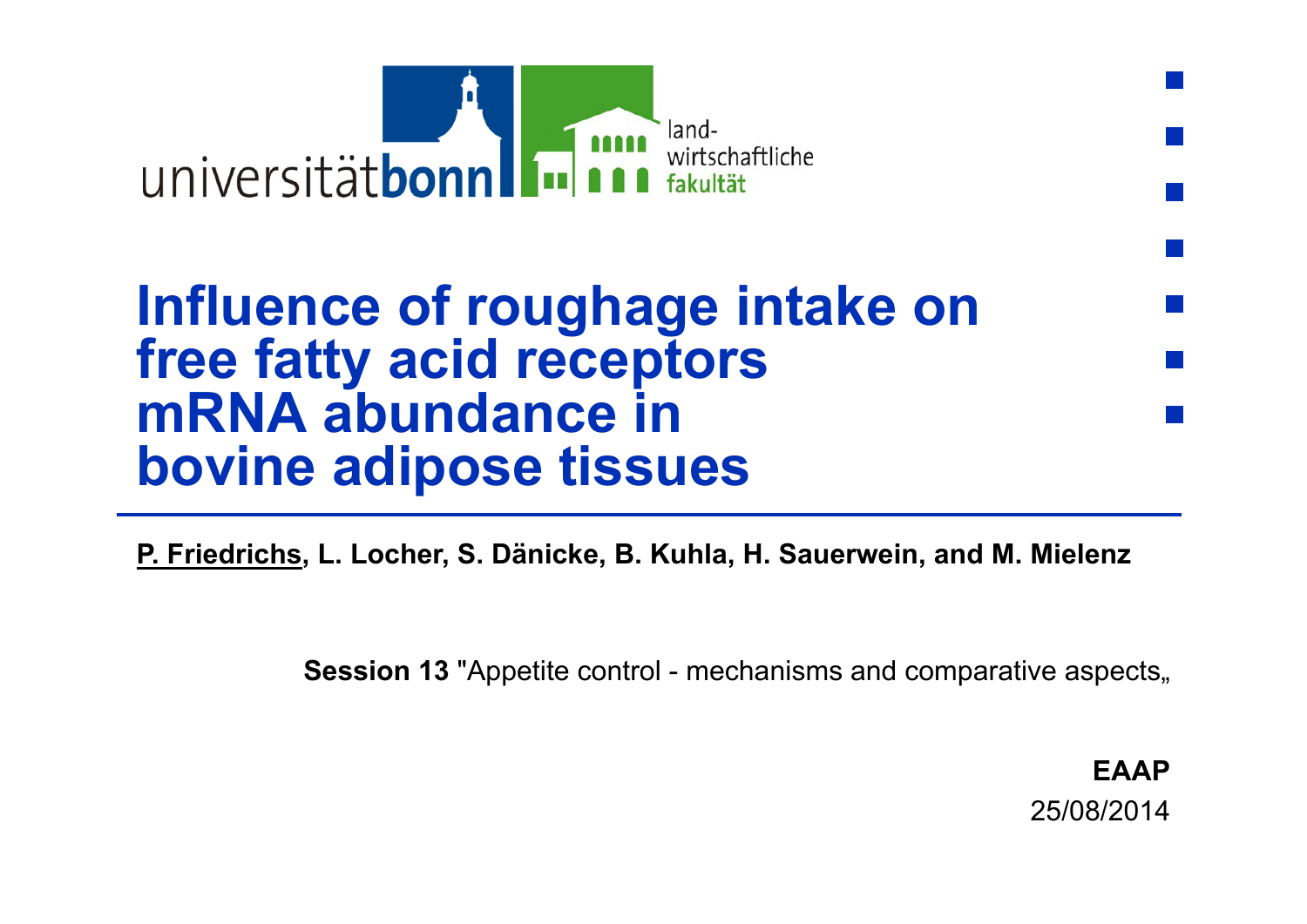universitätbonn landwirtschaftliche fakultät

# Influence of roughage intake on free fatty acid receptors mRNA abundance in bovine adipose tissues

**P. Friedrichs, L. Locher, S. Dänicke, B. Kuhla, H. Sauerwein, and M. Mielenz**

**Session 13** "Appetite control - mechanisms and comparative aspects„

**EAAP**
25/08/2014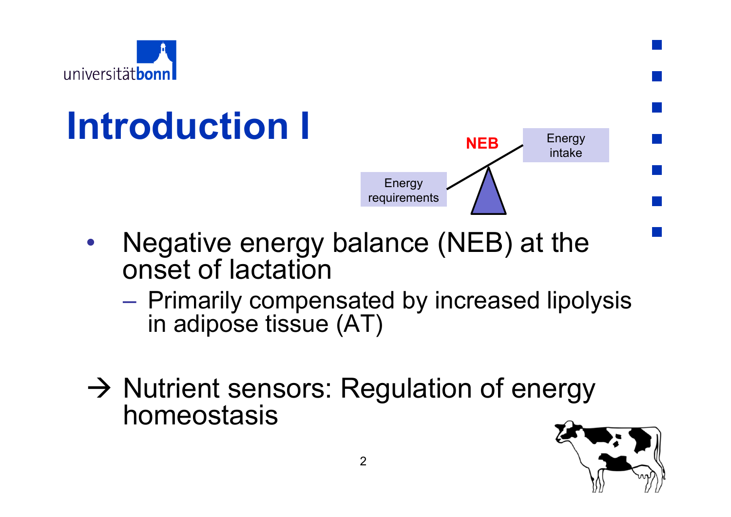# Introduction I

NEB

Energy intake

Energy requirements

- Negative energy balance (NEB) at the onset of lactation
  - Primarily compensated by increased lipolysis in adipose tissue (AT)

→ Nutrient sensors: Regulation of energy homeostasis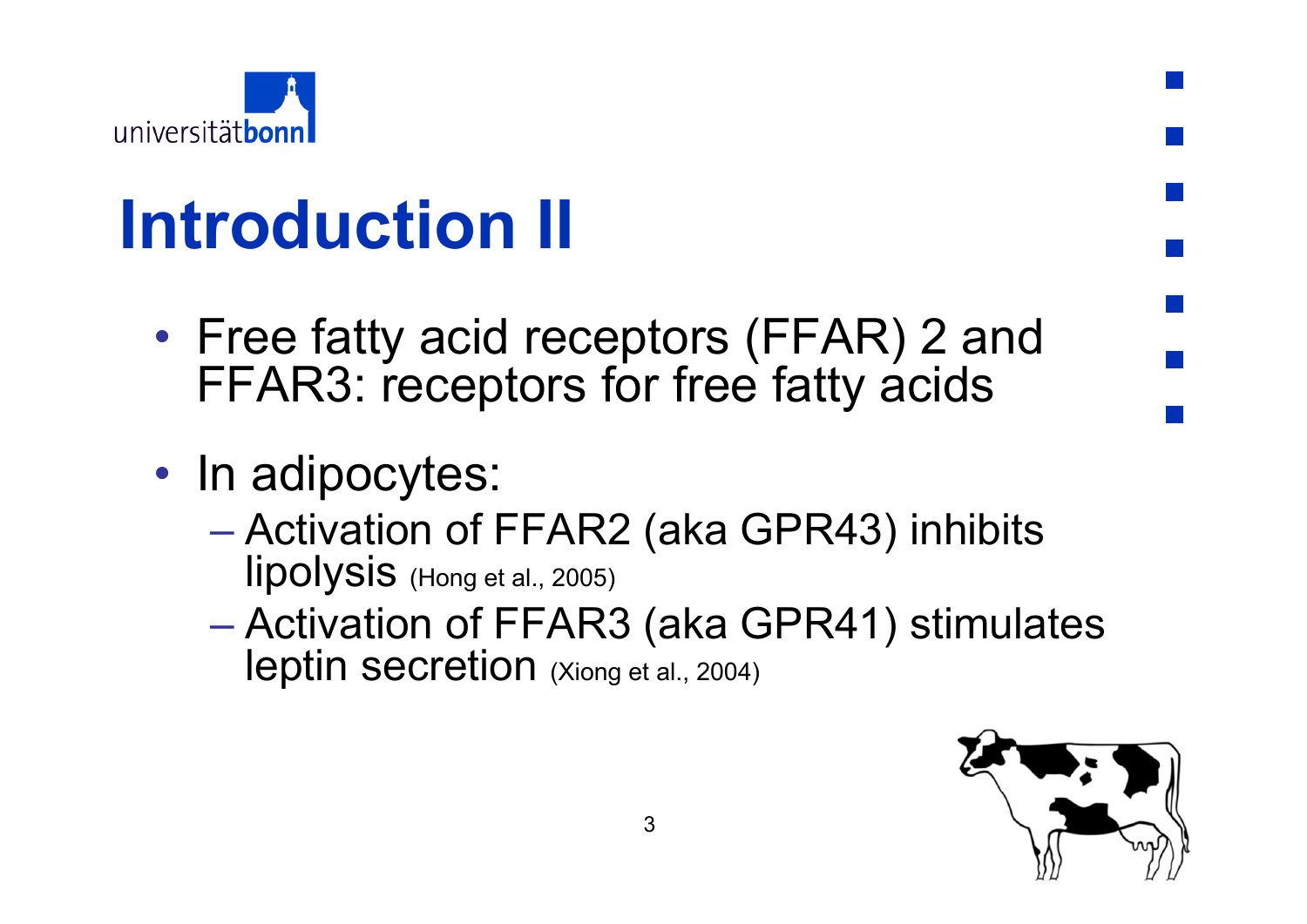# Introduction II

- Free fatty acid receptors (FFAR) 2 and FFAR3: receptors for free fatty acids
- In adipocytes:
  - Activation of FFAR2 (aka GPR43) inhibits lipolysis (Hong et al., 2005)
  - Activation of FFAR3 (aka GPR41) stimulates leptin secretion (Xiong et al., 2004)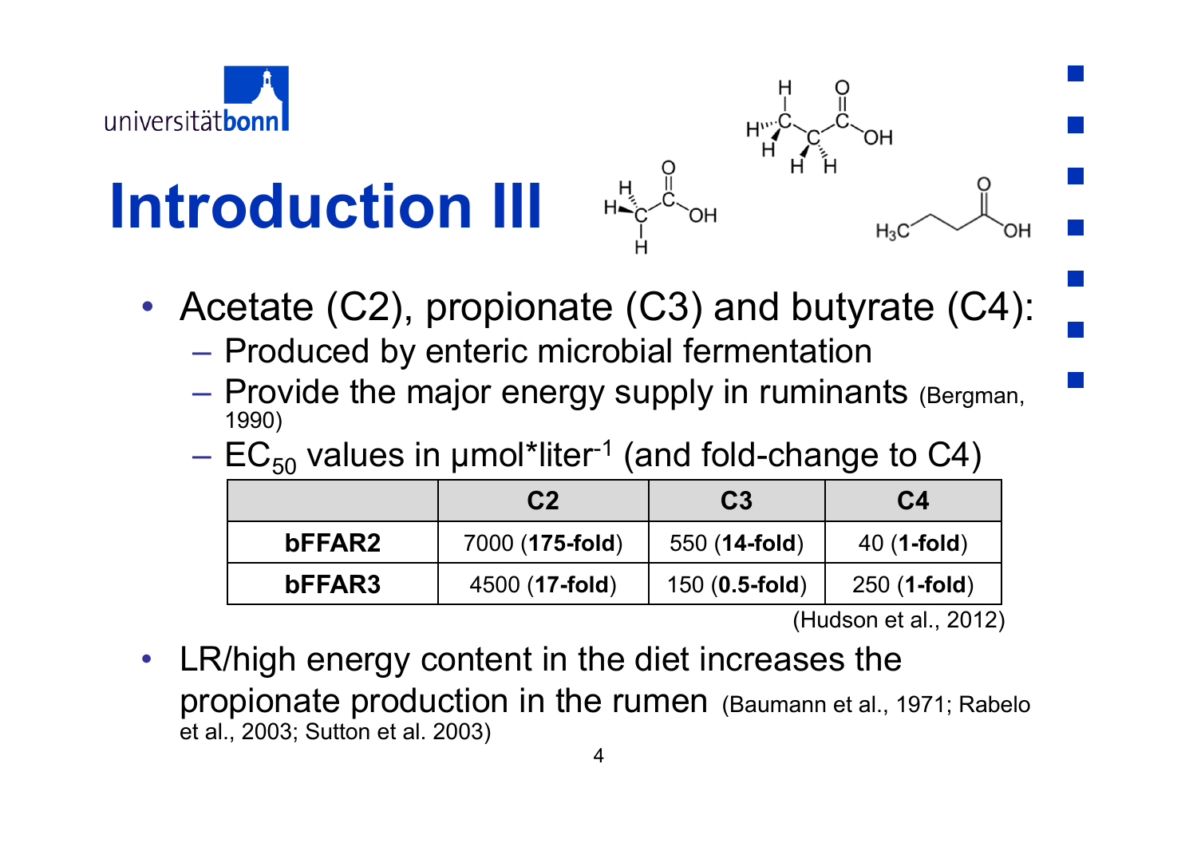# Introduction III

- Acetate (C2), propionate (C3) and butyrate (C4):
  - Produced by enteric microbial fermentation
  - Provide the major energy supply in ruminants (Bergman, 1990)
  - $EC_{50}$ values in µmol*liter$^{-1}$ (and fold-change to C4)

| | C2 | C3 | C4 |
|---|---|---|---|
| **bFFAR2** | 7000 (**175-fold**) | 550 (**14-fold**) | 40 (**1-fold**) |
| **bFFAR3** | 4500 (**17-fold**) | 150 (**0.5-fold**) | 250 (**1-fold**) |

(Hudson et al., 2012)

- LR/high energy content in the diet increases the propionate production in the rumen (Baumann et al., 1971; Rabelo et al., 2003; Sutton et al. 2003)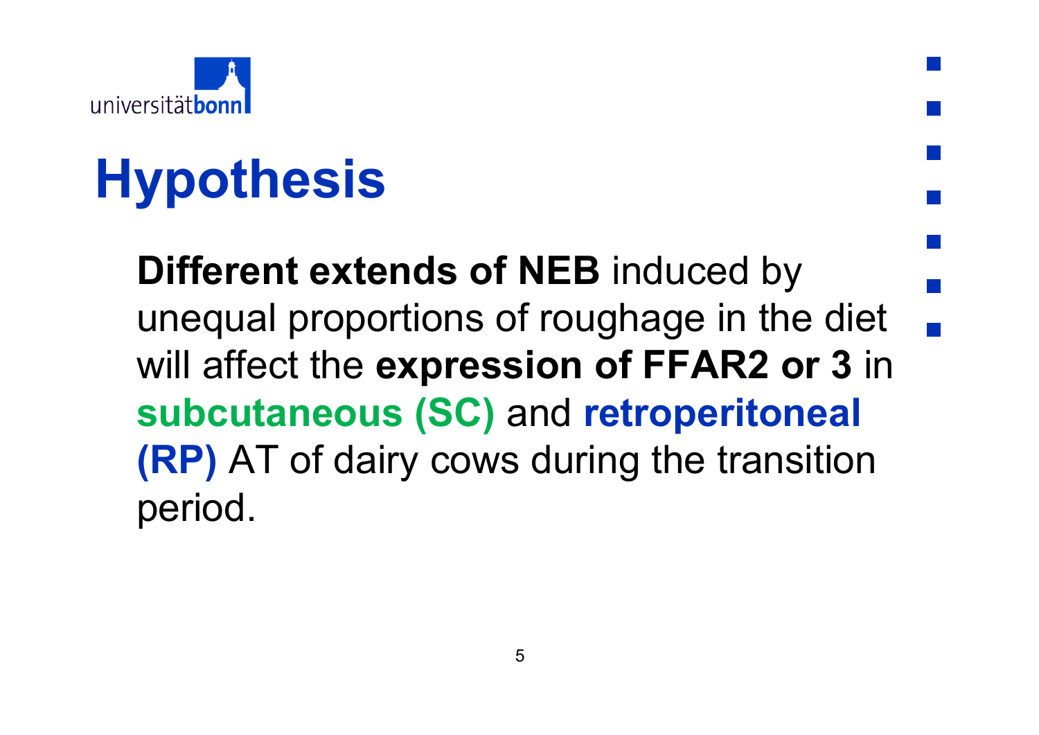# Hypothesis

**Different extends of NEB** induced by unequal proportions of roughage in the diet will affect the **expression of FFAR2 or 3** in **subcutaneous (SC)** and **retroperitoneal (RP)** AT of dairy cows during the transition period.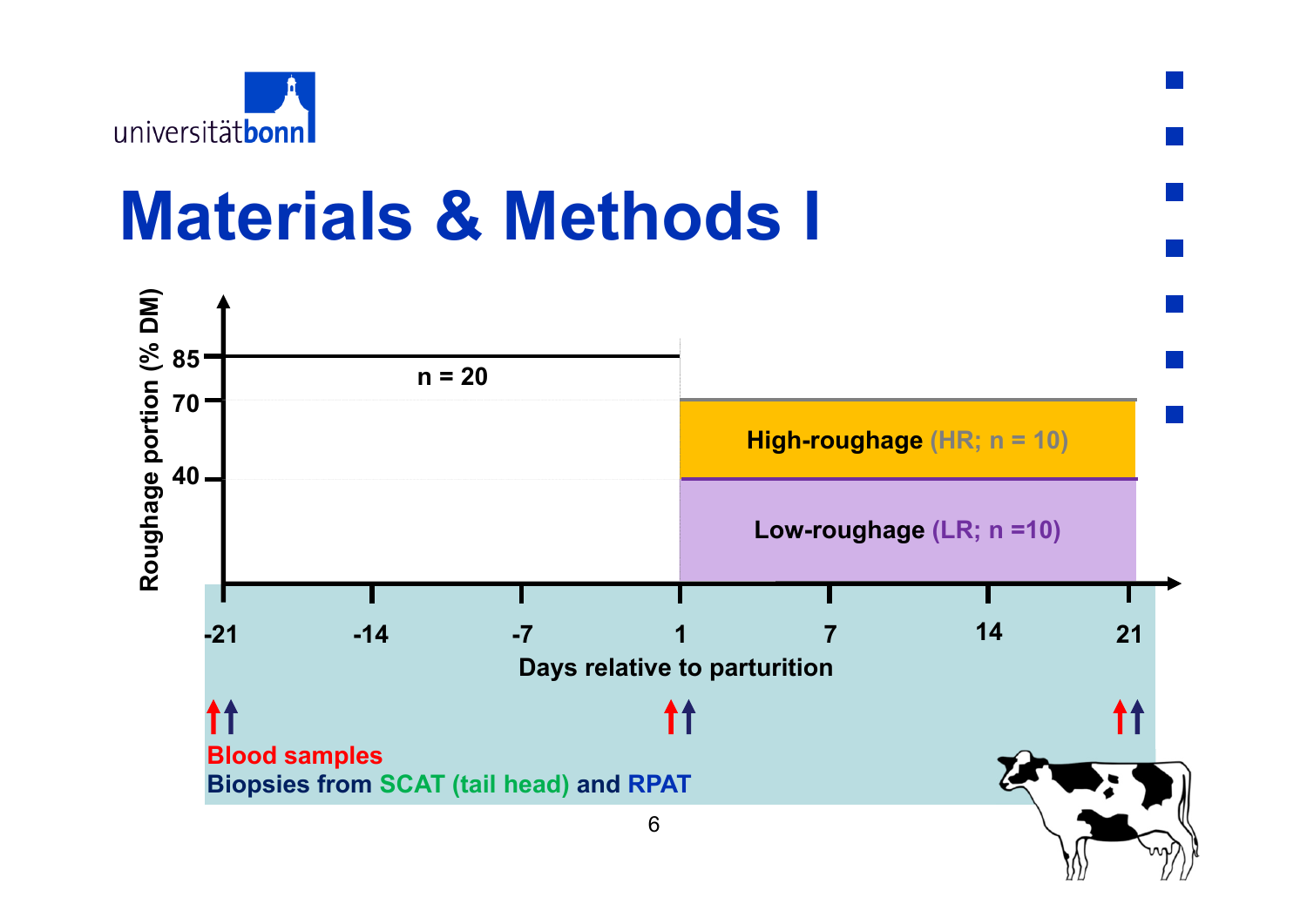# Materials & Methods I

Roughage portion (% DM)

85

70

40

n = 20

High-roughage (HR; n = 10)

Low-roughage (LR; n =10)

-21 -14 -7 1 7 14 21

Days relative to parturition

Blood samples

Biopsies from SCAT (tail head) and RPAT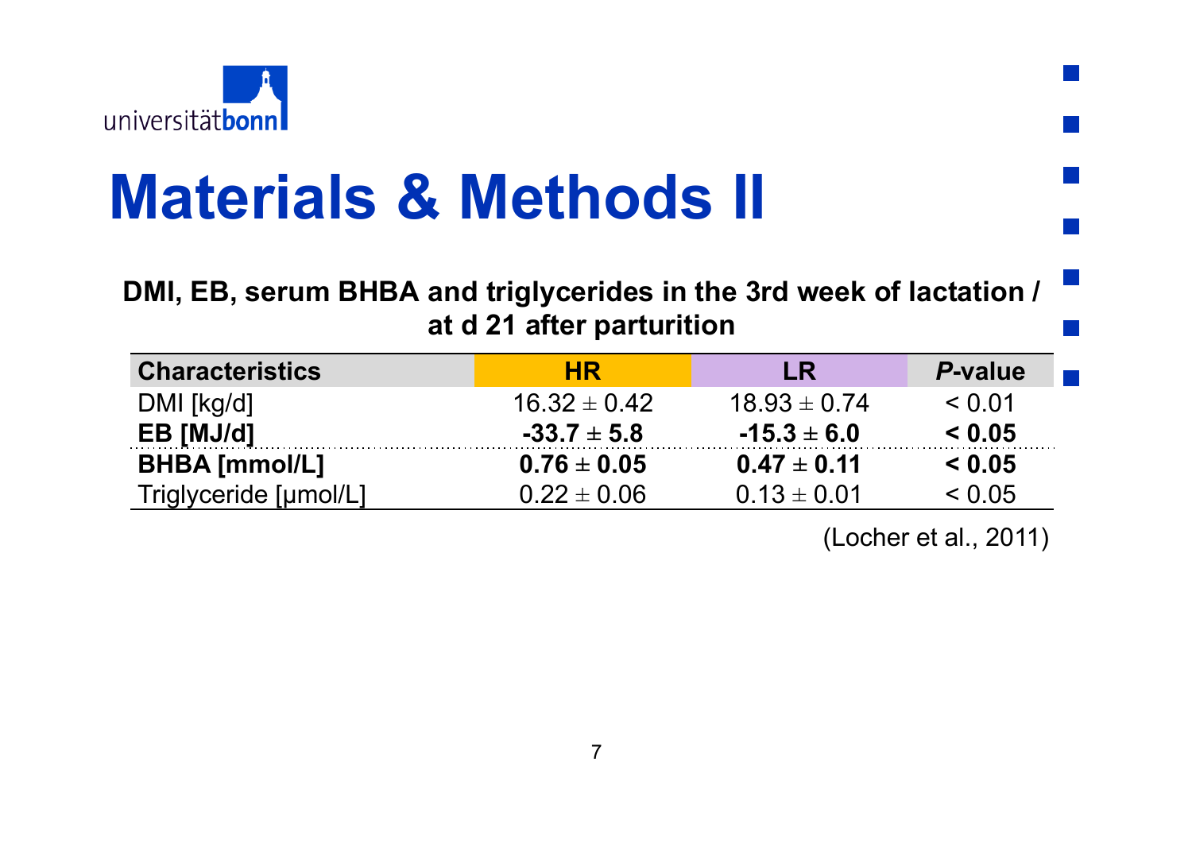# Materials & Methods II

**DMI, EB, serum BHBA and triglycerides in the 3rd week of lactation / at d 21 after parturition**

| Characteristics | HR | LR | *P*-value |
|---|---|---|---|
| DMI [kg/d] | 16.32 ± 0.42 | 18.93 ± 0.74 | < 0.01 |
| **EB [MJ/d]** | **-33.7 ± 5.8** | **-15.3 ± 6.0** | **< 0.05** |
| **BHBA [mmol/L]** | **0.76 ± 0.05** | **0.47 ± 0.11** | **< 0.05** |
| Triglyceride [µmol/L] | 0.22 ± 0.06 | 0.13 ± 0.01 | < 0.05 |

(Locher et al., 2011)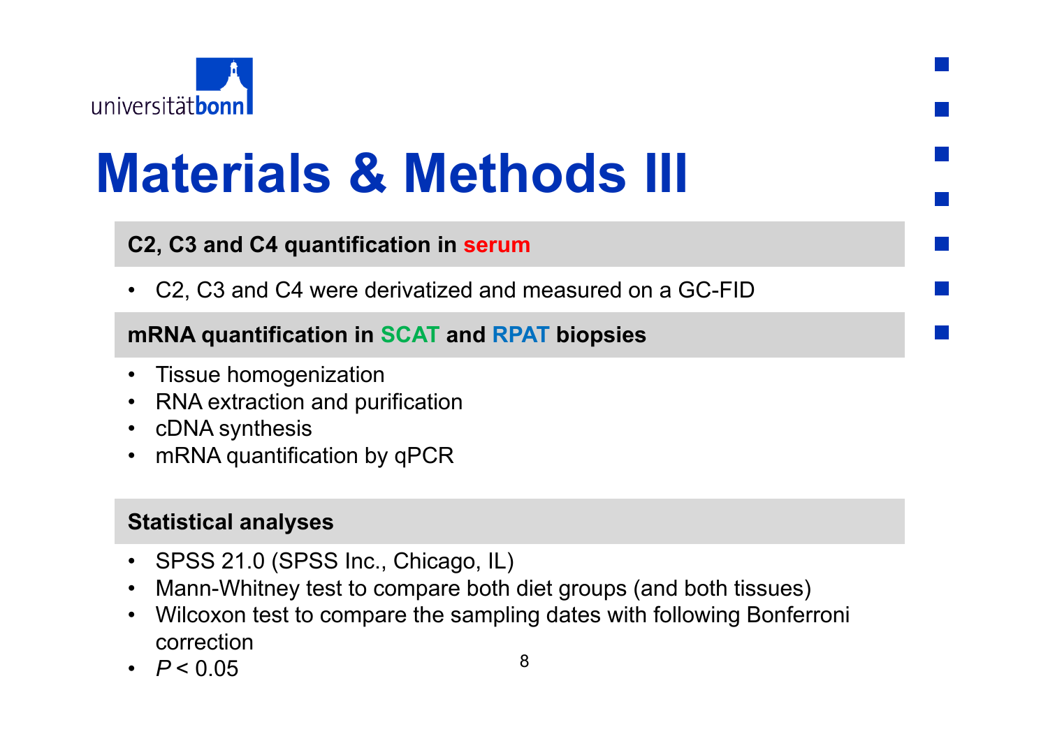# Materials & Methods III

## C2, C3 and C4 quantification in serum

- C2, C3 and C4 were derivatized and measured on a GC-FID

## mRNA quantification in SCAT and RPAT biopsies

- Tissue homogenization
- RNA extraction and purification
- cDNA synthesis
- mRNA quantification by qPCR

## Statistical analyses

- SPSS 21.0 (SPSS Inc., Chicago, IL)
- Mann-Whitney test to compare both diet groups (and both tissues)
- Wilcoxon test to compare the sampling dates with following Bonferroni correction
- $P < 0.05$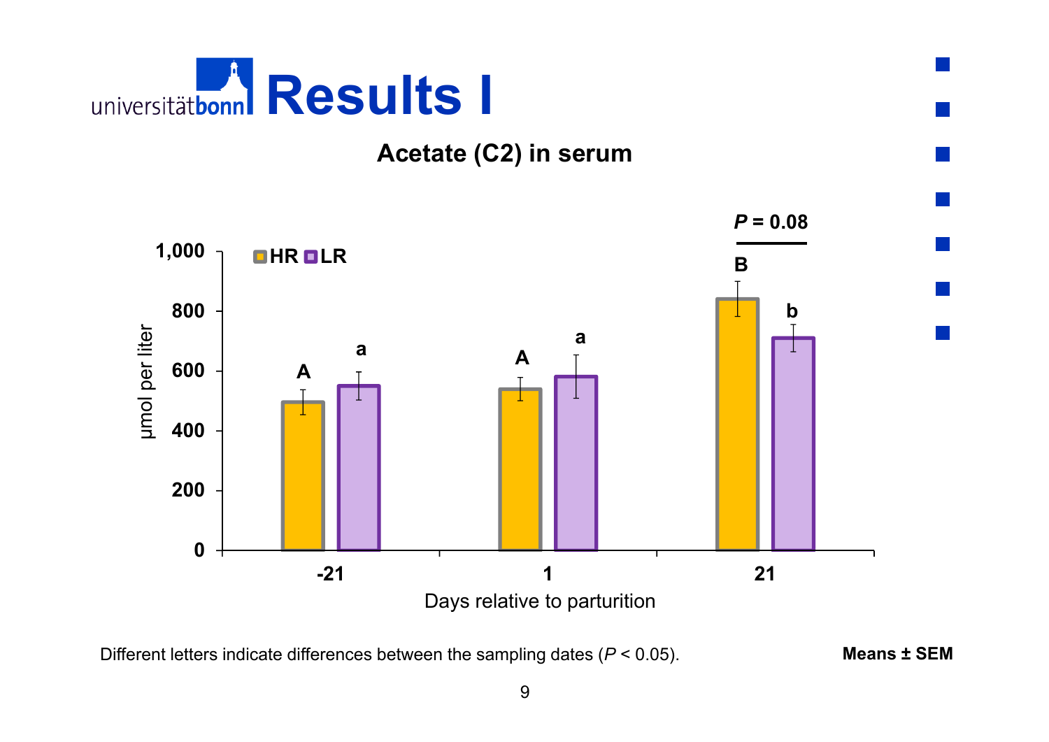# Results I

## Acetate (C2) in serum

Different letters indicate differences between the sampling dates ($P < 0.05$).

**Means ± SEM**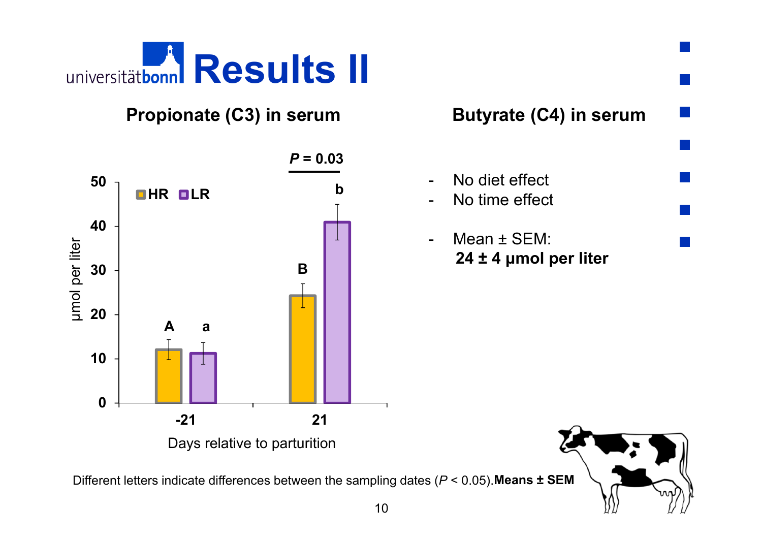# Results II

## Propionate (C3) in serum

*P* = 0.03

| Days relative to parturition | HR | LR |
|---|---|---|
| -21 | A | a |
| 21 | B | b |

µmol per liter

Different letters indicate differences between the sampling dates ($P < 0.05$). **Means ± SEM**

## Butyrate (C4) in serum

- No diet effect
- No time effect
- Mean ± SEM:
  **24 ± 4 µmol per liter**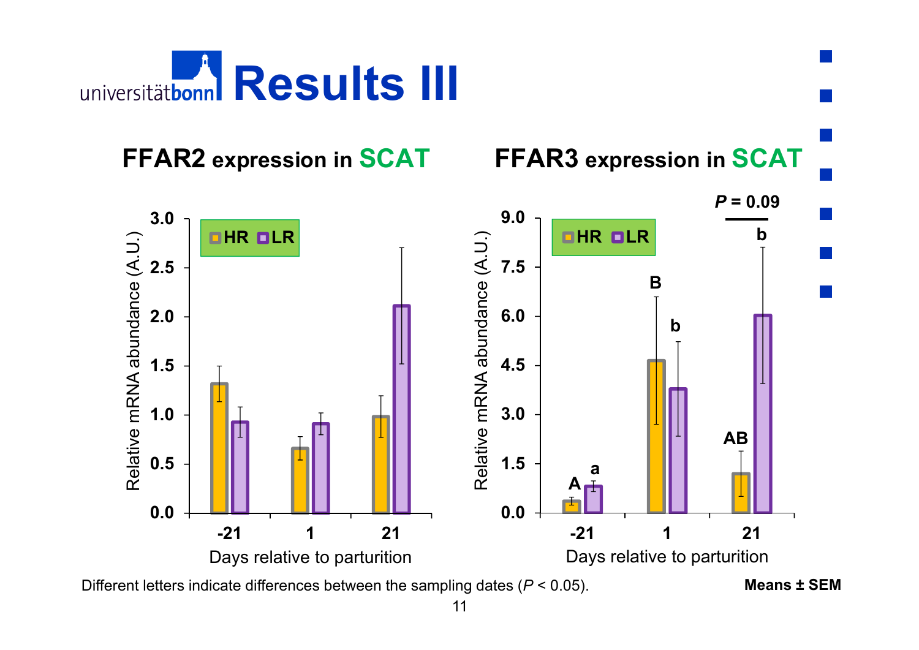# Results III

## FFAR2 expression in SCAT

## FFAR3 expression in SCAT

Different letters indicate differences between the sampling dates ($P$ < 0.05).

**Means ± SEM**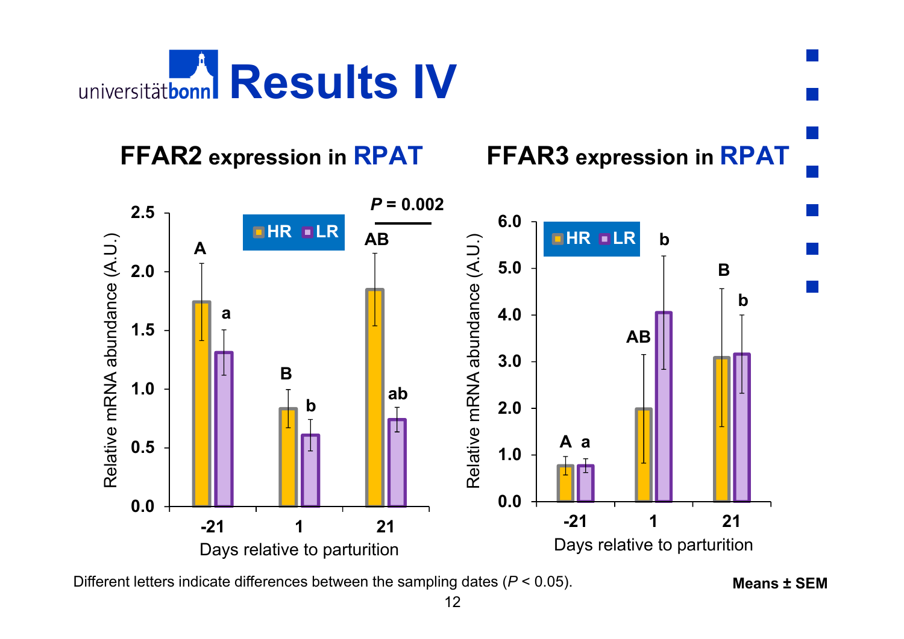# Results IV

## FFAR2 expression in RPAT

Relative mRNA abundance (A.U.) — Days relative to parturition

| Day | HR | LR |
|---|---|---|
| -21 | A | a |
| 1 | B | b |
| 21 | AB | ab |

$P$ = 0.002

## FFAR3 expression in RPAT

Relative mRNA abundance (A.U.) — Days relative to parturition

| Day | HR | LR |
|---|---|---|
| -21 | A | a |
| 1 | AB | b |
| 21 | B | b |

Different letters indicate differences between the sampling dates ($P < 0.05$).

**Means ± SEM**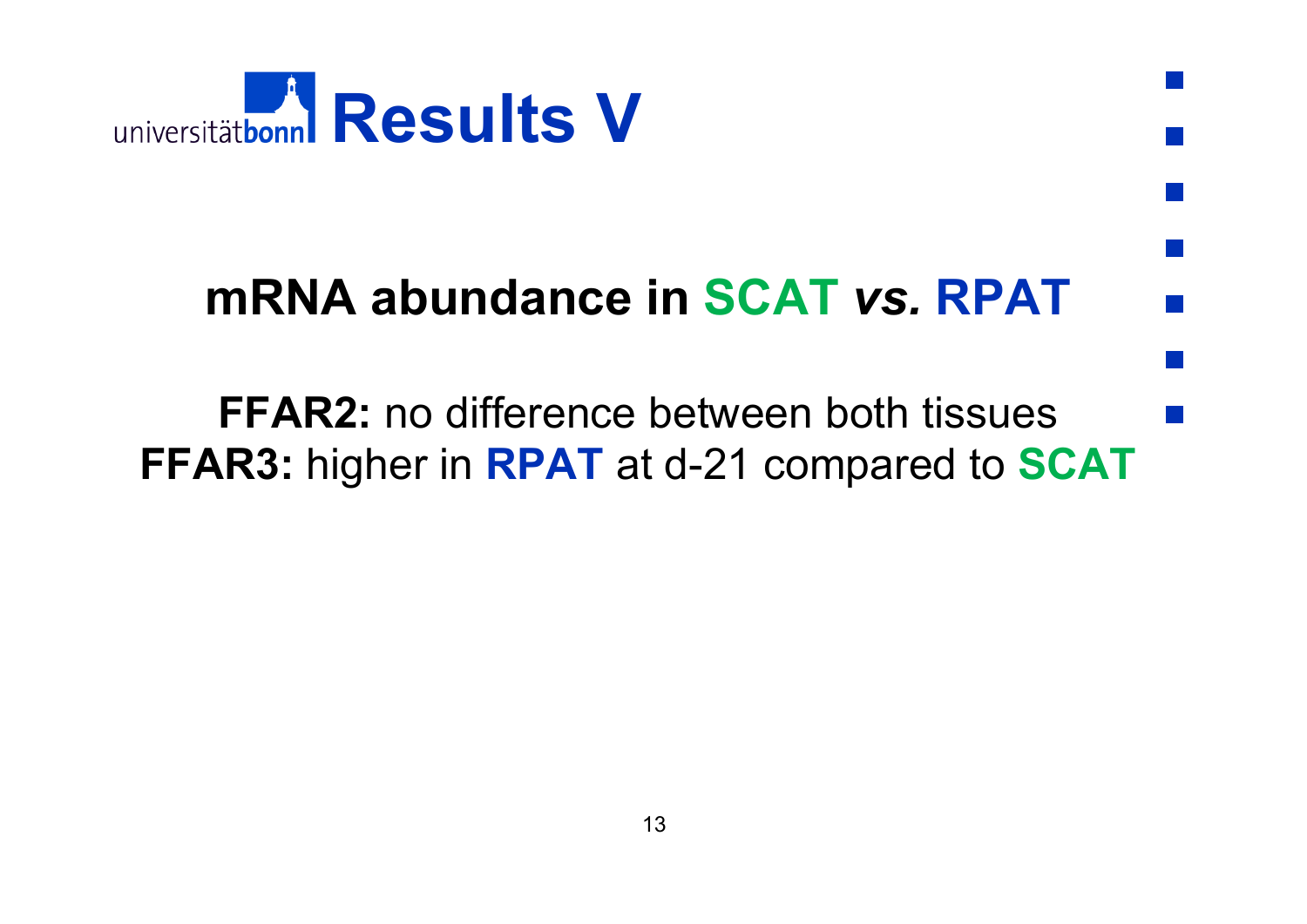# Results V

## mRNA abundance in SCAT *vs.* RPAT

**FFAR2:** no difference between both tissues
**FFAR3:** higher in **RPAT** at d-21 compared to **SCAT**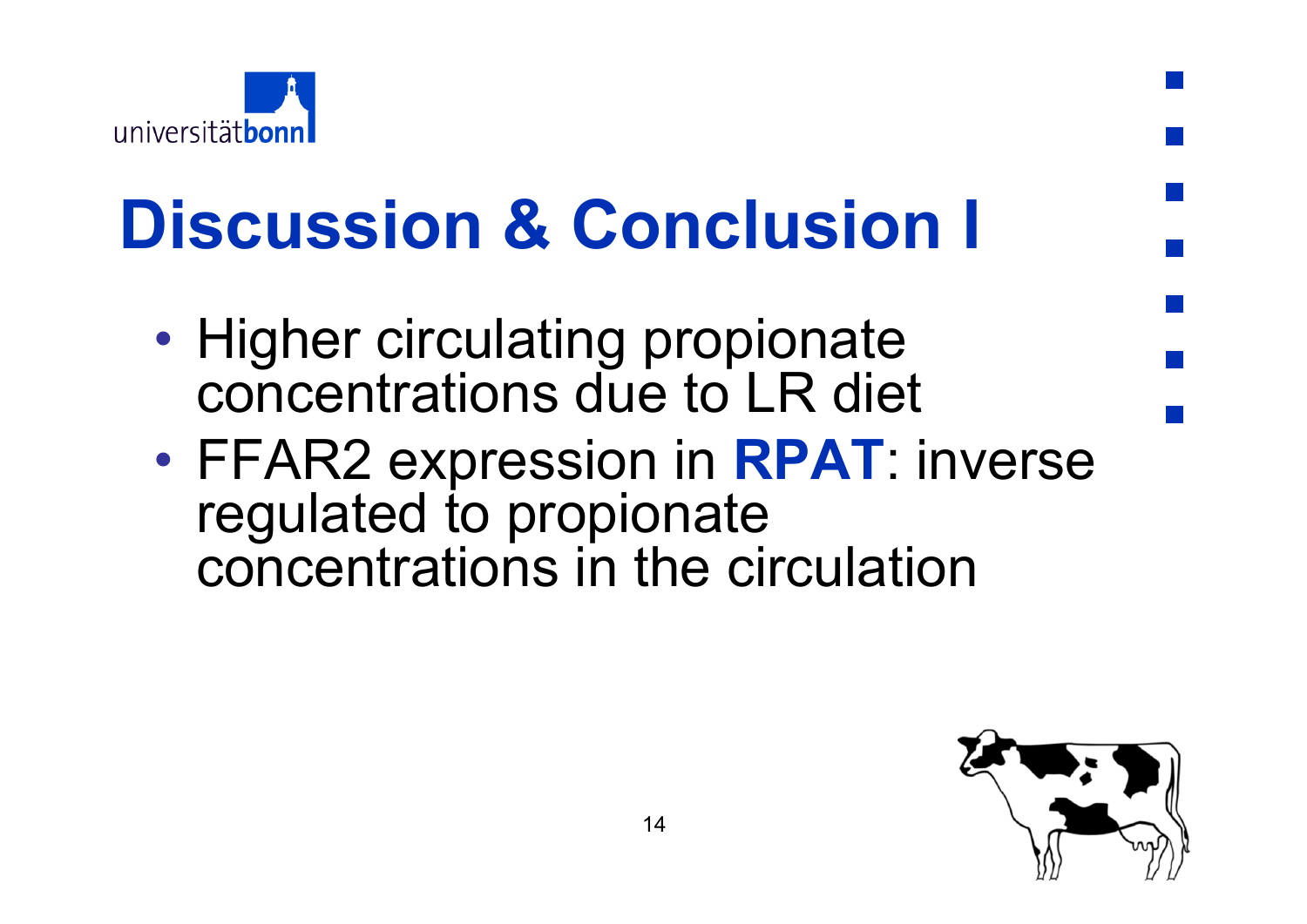# Discussion & Conclusion I

- Higher circulating propionate concentrations due to LR diet
- FFAR2 expression in **RPAT**: inverse regulated to propionate concentrations in the circulation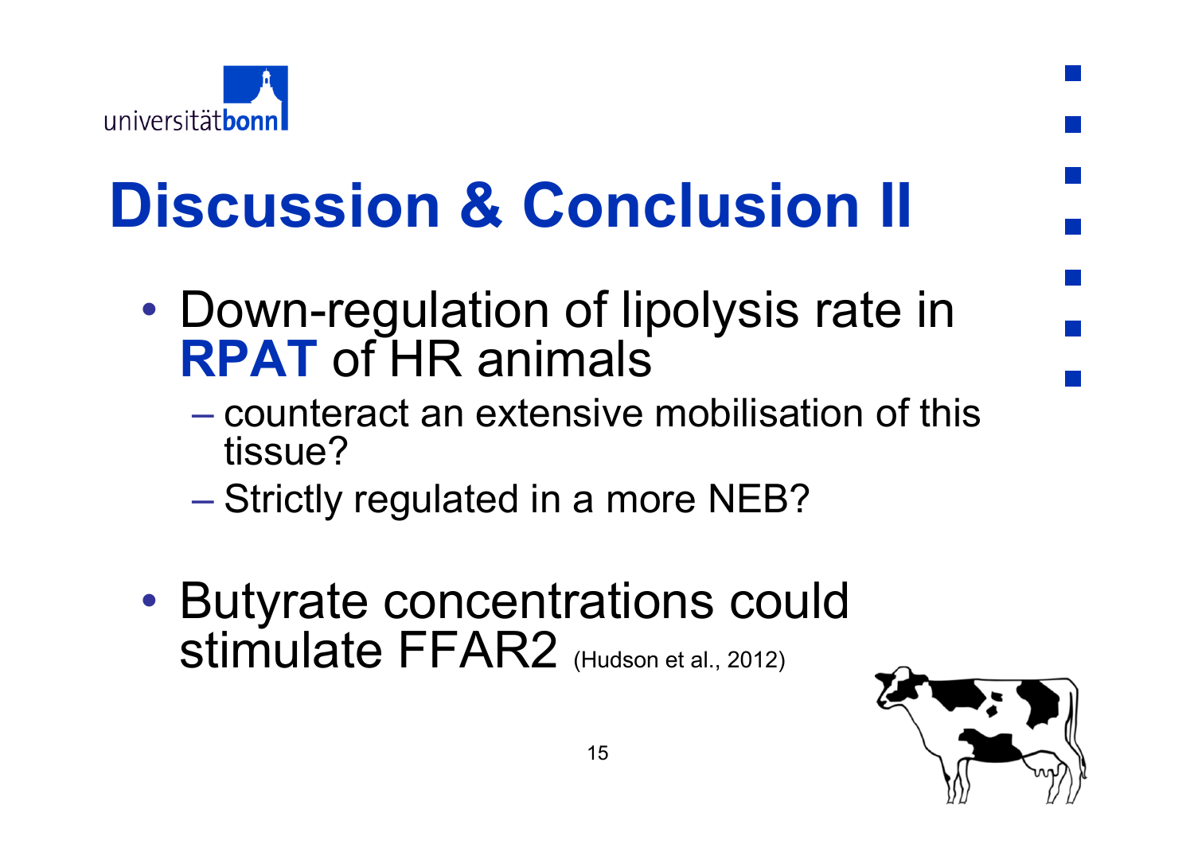# Discussion & Conclusion II

- Down-regulation of lipolysis rate in **RPAT** of HR animals
  - counteract an extensive mobilisation of this tissue?
  - Strictly regulated in a more NEB?

- Butyrate concentrations could stimulate FFAR2 (Hudson et al., 2012)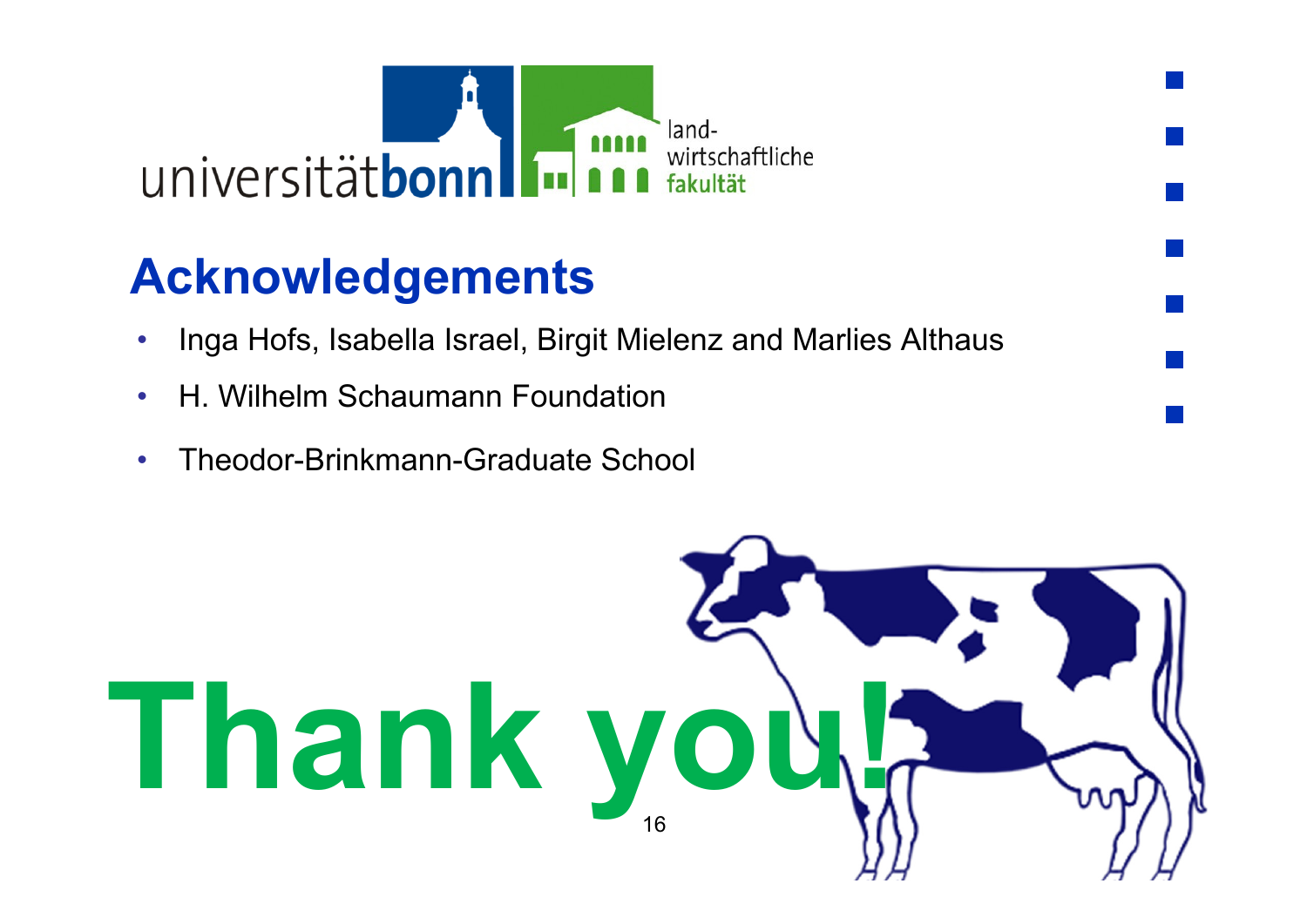## Acknowledgements

- Inga Hofs, Isabella Israel, Birgit Mielenz and Marlies Althaus
- H. Wilhelm Schaumann Foundation
- Theodor-Brinkmann-Graduate School

# Thank you!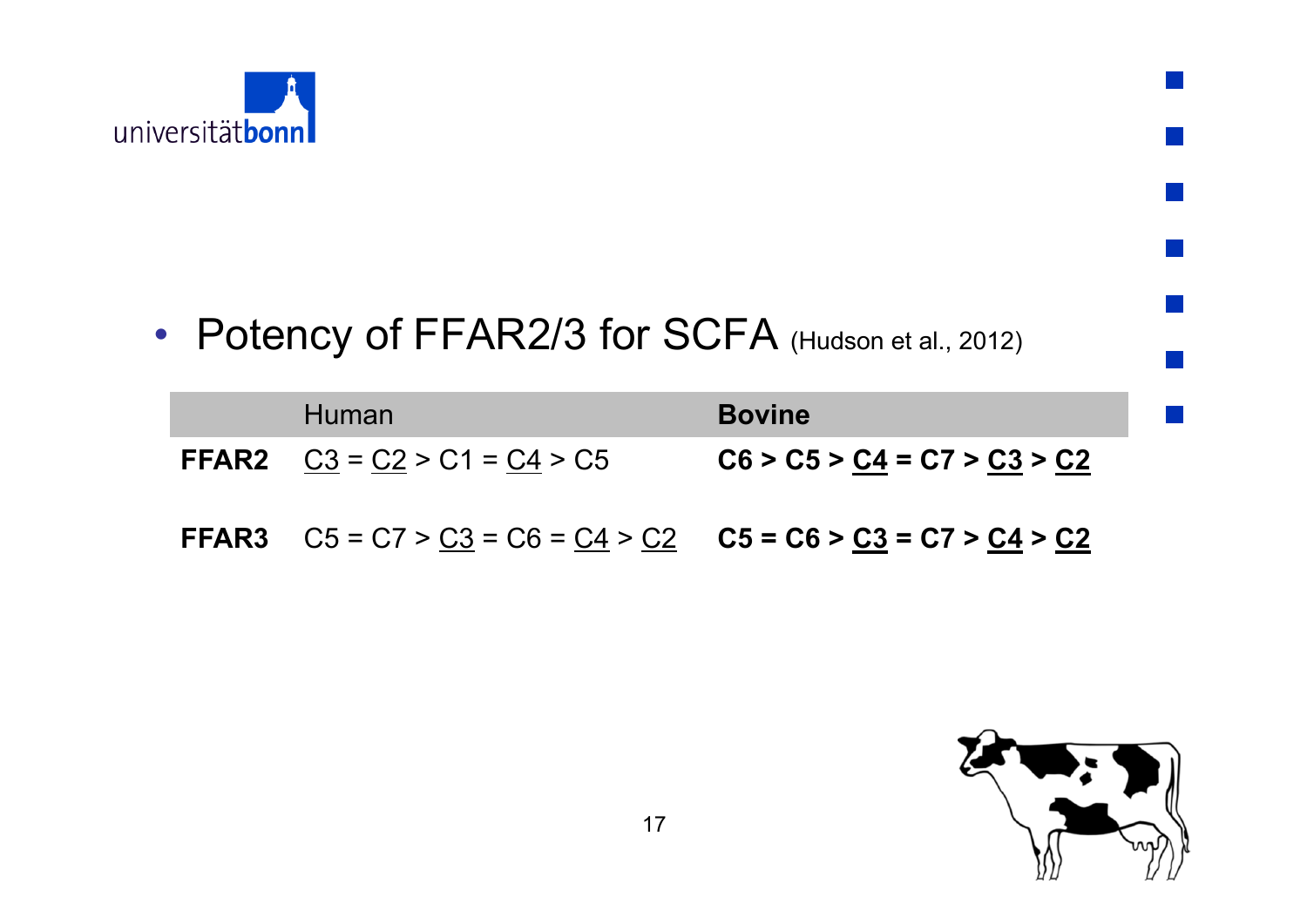- Potency of FFAR2/3 for SCFA (Hudson et al., 2012)

| | Human | **Bovine** |
|---|---|---|
| **FFAR2** | <u>C3</u> = <u>C2</u> > C1 = <u>C4</u> > C5 | **C6 > C5 > <u>C4</u> = C7 > <u>C3</u> > <u>C2</u>** |
| **FFAR3** | C5 = C7 > <u>C3</u> = C6 = <u>C4</u> > <u>C2</u> | **C5 = C6 > <u>C3</u> = C7 > <u>C4</u> > <u>C2</u>** |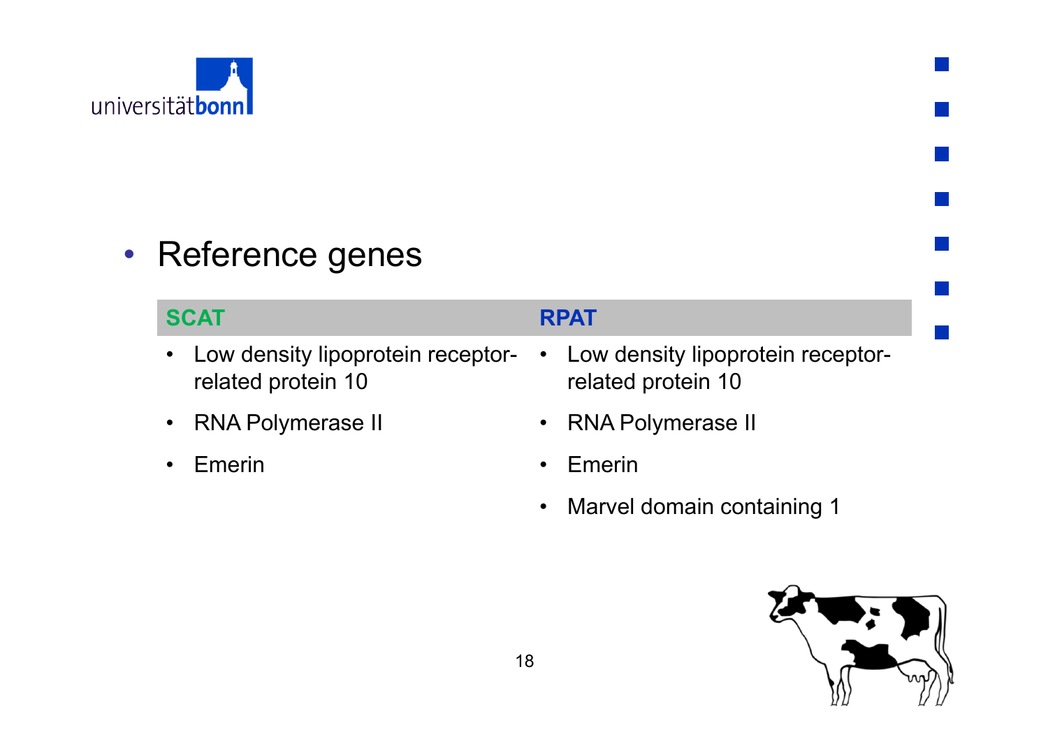- Reference genes

| SCAT | RPAT |
| --- | --- |
| • Low density lipoprotein receptor-related protein 10 | • Low density lipoprotein receptor-related protein 10 |
| • RNA Polymerase II | • RNA Polymerase II |
| • Emerin | • Emerin |
| | • Marvel domain containing 1 |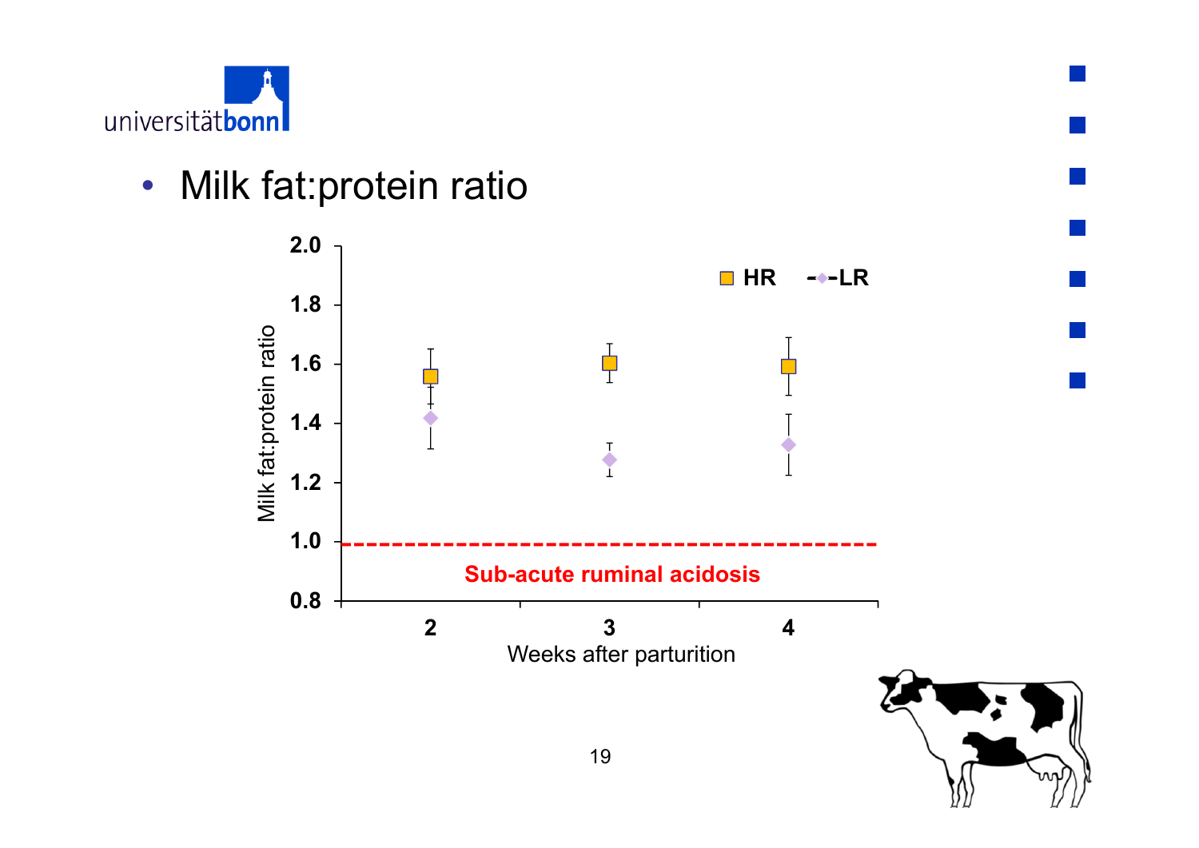- Milk fat:protein ratio

Milk fat:protein ratio

HR  LR

Sub-acute ruminal acidosis

Weeks after parturition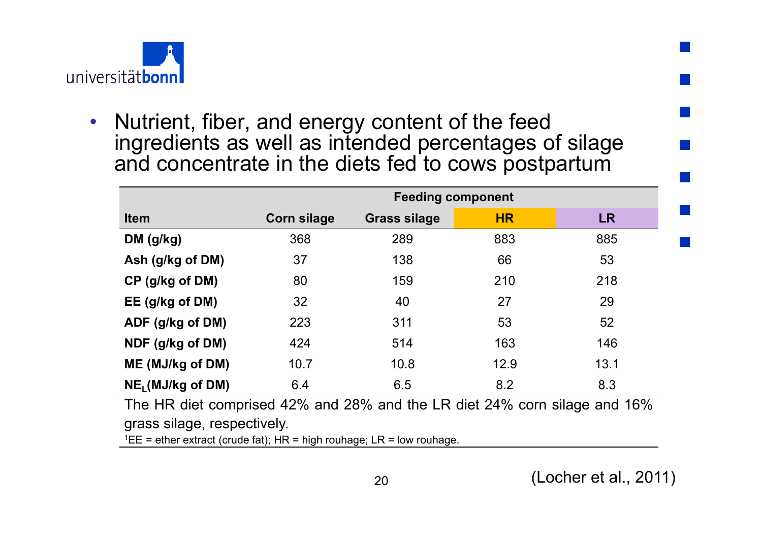- Nutrient, fiber, and energy content of the feed ingredients as well as intended percentages of silage and concentrate in the diets fed to cows postpartum

| | Feeding component | | | |
|---|---|---|---|---|
| **Item** | **Corn silage** | **Grass silage** | **HR** | **LR** |
| **DM (g/kg)** | 368 | 289 | 883 | 885 |
| **Ash (g/kg of DM)** | 37 | 138 | 66 | 53 |
| **CP (g/kg of DM)** | 80 | 159 | 210 | 218 |
| **EE (g/kg of DM)** | 32 | 40 | 27 | 29 |
| **ADF (g/kg of DM)** | 223 | 311 | 53 | 52 |
| **NDF (g/kg of DM)** | 424 | 514 | 163 | 146 |
| **ME (MJ/kg of DM)** | 10.7 | 10.8 | 12.9 | 13.1 |
| **$NE_L$(MJ/kg of DM)** | 6.4 | 6.5 | 8.2 | 8.3 |

The HR diet comprised 42% and 28% and the LR diet 24% corn silage and 16% grass silage, respectively.

[1]EE = ether extract (crude fat); HR = high rouhage; LR = low rouhage.

(Locher et al., 2011)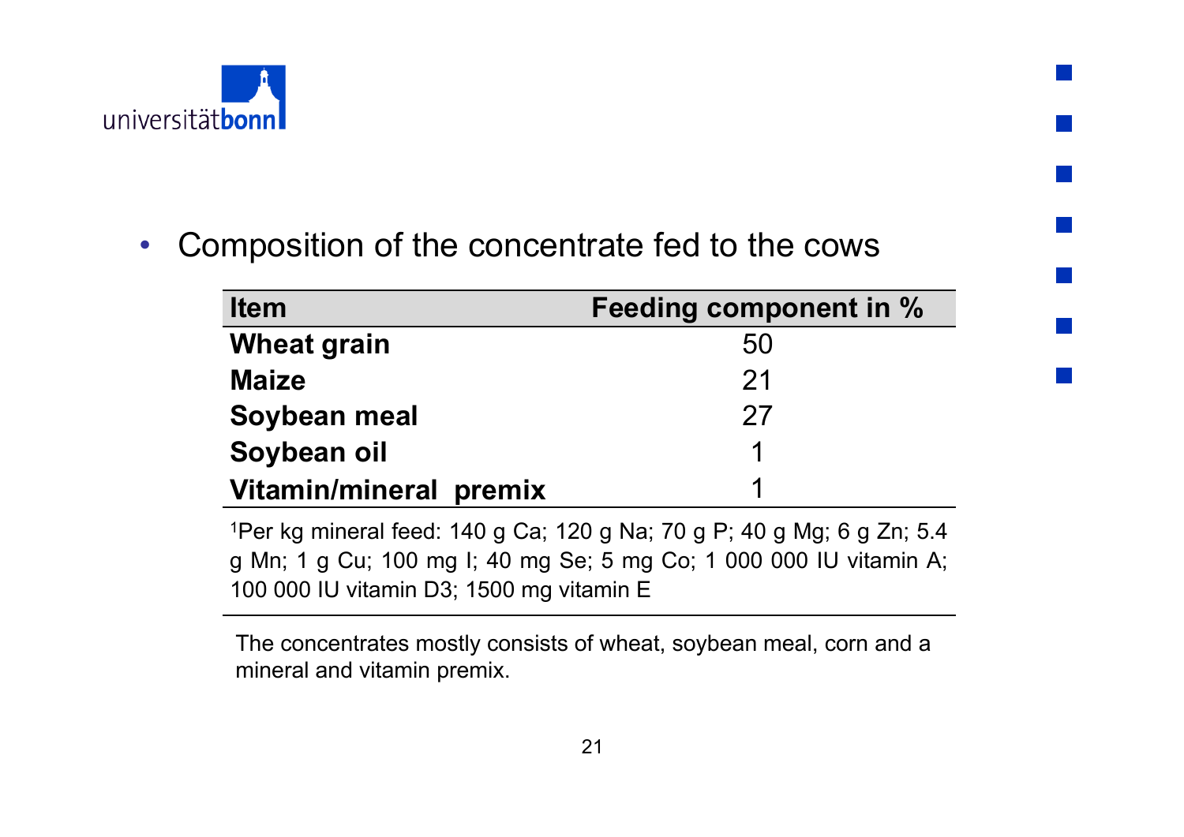- Composition of the concentrate fed to the cows

| Item | Feeding component in % |
|---|---|
| **Wheat grain** | 50 |
| **Maize** | 21 |
| **Soybean meal** | 27 |
| **Soybean oil** | 1 |
| **Vitamin/mineral premix** | 1 |

[1]Per kg mineral feed: 140 g Ca; 120 g Na; 70 g P; 40 g Mg; 6 g Zn; 5.4 g Mn; 1 g Cu; 100 mg I; 40 mg Se; 5 mg Co; 1 000 000 IU vitamin A; 100 000 IU vitamin D3; 1500 mg vitamin E

The concentrates mostly consists of wheat, soybean meal, corn and a mineral and vitamin premix.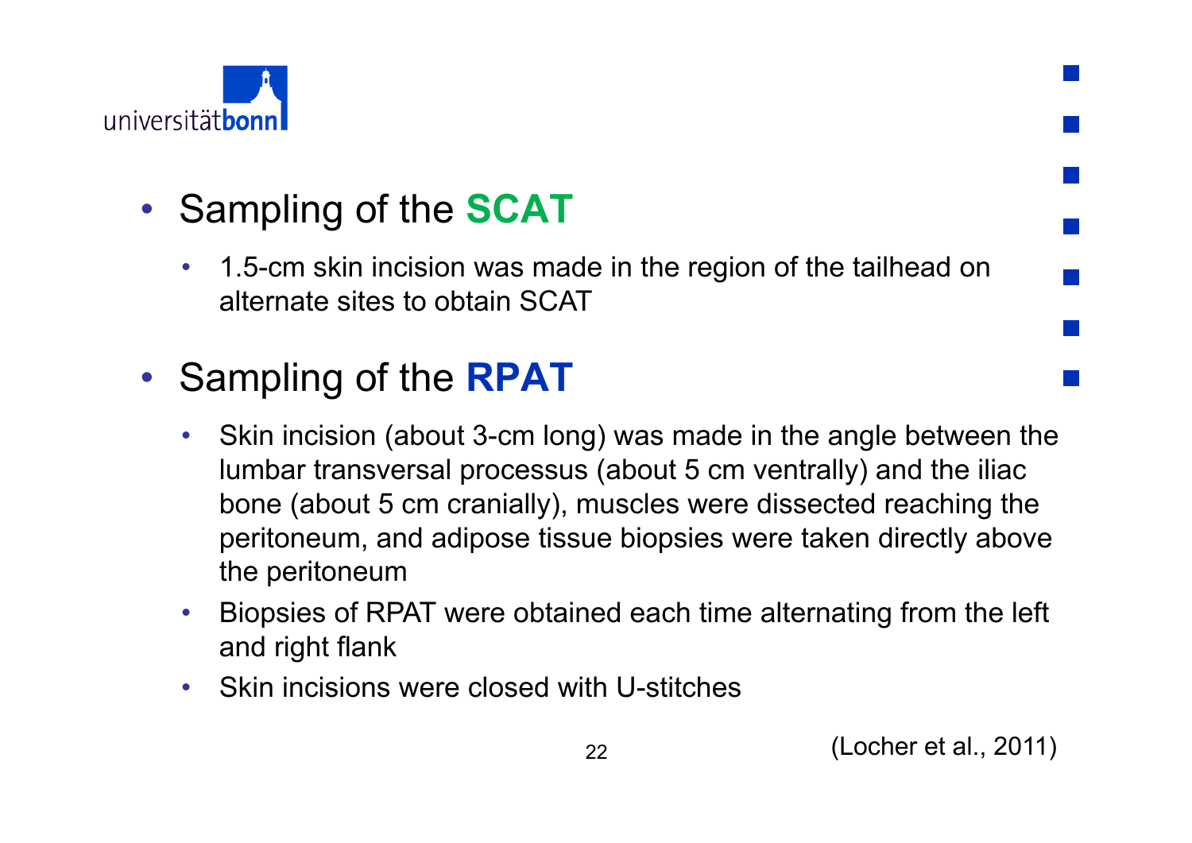- **Sampling of the SCAT**
  - 1.5-cm skin incision was made in the region of the tailhead on alternate sites to obtain SCAT

- **Sampling of the RPAT**
  - Skin incision (about 3-cm long) was made in the angle between the lumbar transversal processus (about 5 cm ventrally) and the iliac bone (about 5 cm cranially), muscles were dissected reaching the peritoneum, and adipose tissue biopsies were taken directly above the peritoneum
  - Biopsies of RPAT were obtained each time alternating from the left and right flank
  - Skin incisions were closed with U-stitches

(Locher et al., 2011)